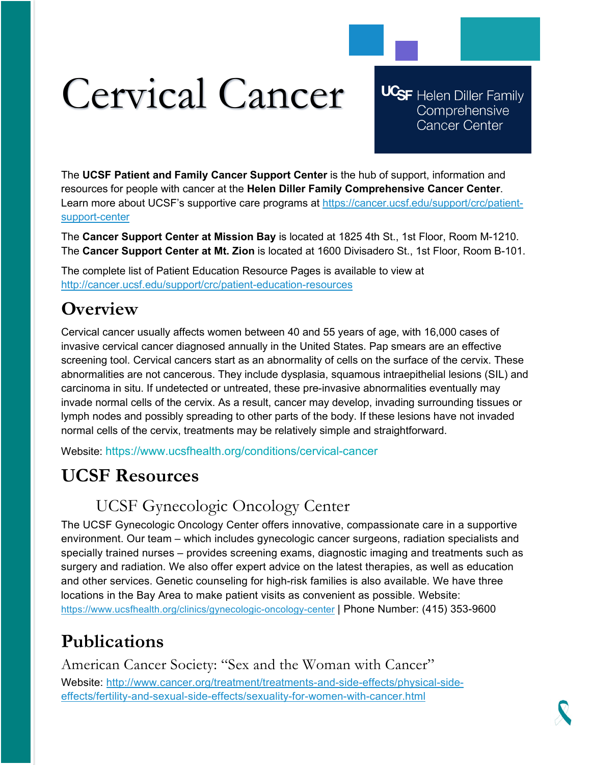# Cervical Cancer

UCSF Helen Diller Family Comprehensive Cancer Center

The **UCSF Patient and Family Cancer Support Center** is the hub of support, information and resources for people with cancer at the **Helen Diller Family Comprehensive Cancer Center**. Learn more about UCSF's supportive care programs at https://cancer.ucsf.edu/support/crc/patient-support-center

The **Cancer Support Center at Mission Bay** is located at 1825 4th St., 1st Floor, Room M-1210. The **Cancer Support Center at Mt. Zion** is located at 1600 Divisadero St., 1st Floor, Room B-101.

The complete list of Patient Education Resource Pages is available to view at http://cancer.ucsf.edu/support/crc/patient-education-resources

## Overview

Cervical cancer usually affects women between 40 and 55 years of age, with 16,000 cases of invasive cervical cancer diagnosed annually in the United States. Pap smears are an effective screening tool. Cervical cancers start as an abnormality of cells on the surface of the cervix. These abnormalities are not cancerous. They include dysplasia, squamous intraepithelial lesions (SIL) and carcinoma in situ. If undetected or untreated, these pre-invasive abnormalities eventually may invade normal cells of the cervix. As a result, cancer may develop, invading surrounding tissues or lymph nodes and possibly spreading to other parts of the body. If these lesions have not invaded normal cells of the cervix, treatments may be relatively simple and straightforward.

Website: https://www.ucsfhealth.org/conditions/cervical-cancer

## UCSF Resources

### UCSF Gynecologic Oncology Center

The UCSF Gynecologic Oncology Center offers innovative, compassionate care in a supportive environment. Our team – which includes gynecologic cancer surgeons, radiation specialists and specially trained nurses – provides screening exams, diagnostic imaging and treatments such as surgery and radiation. We also offer expert advice on the latest therapies, as well as education and other services. Genetic counseling for high-risk families is also available. We have three locations in the Bay Area to make patient visits as convenient as possible. Website: https://www.ucsfhealth.org/clinics/gynecologic-oncology-center | Phone Number: (415) 353-9600

## Publications

### American Cancer Society: "Sex and the Woman with Cancer"

Website: http://www.cancer.org/treatment/treatments-and-side-effects/physical-side-effects/fertility-and-sexual-side-effects/sexuality-for-women-with-cancer.html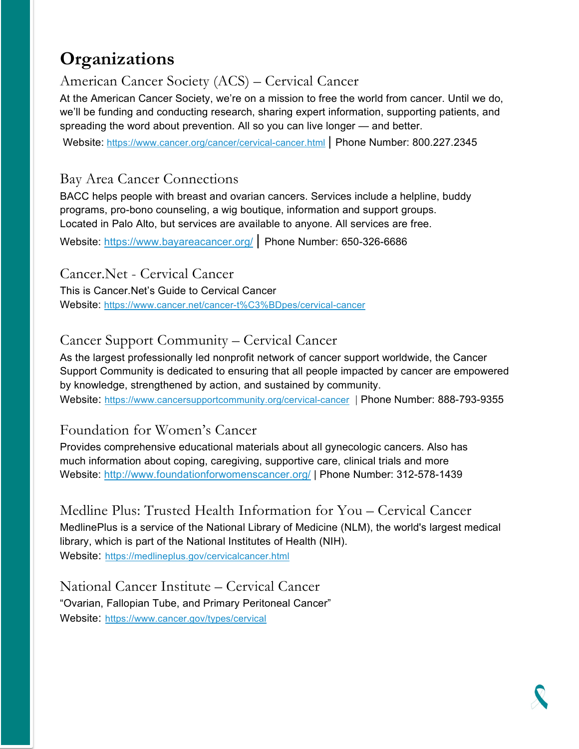# Organizations

## American Cancer Society (ACS) – Cervical Cancer

At the American Cancer Society, we're on a mission to free the world from cancer. Until we do, we'll be funding and conducting research, sharing expert information, supporting patients, and spreading the word about prevention. All so you can live longer — and better.

Website: https://www.cancer.org/cancer/cervical-cancer.html | Phone Number: 800.227.2345

## Bay Area Cancer Connections

BACC helps people with breast and ovarian cancers. Services include a helpline, buddy programs, pro-bono counseling, a wig boutique, information and support groups. Located in Palo Alto, but services are available to anyone. All services are free.

Website: https://www.bayareacancer.org/ | Phone Number: 650-326-6686

## Cancer.Net - Cervical Cancer

This is Cancer.Net's Guide to Cervical Cancer
Website: https://www.cancer.net/cancer-t%C3%BDpes/cervical-cancer

## Cancer Support Community – Cervical Cancer

As the largest professionally led nonprofit network of cancer support worldwide, the Cancer Support Community is dedicated to ensuring that all people impacted by cancer are empowered by knowledge, strengthened by action, and sustained by community.
Website: https://www.cancersupportcommunity.org/cervical-cancer | Phone Number: 888-793-9355

## Foundation for Women's Cancer

Provides comprehensive educational materials about all gynecologic cancers. Also has much information about coping, caregiving, supportive care, clinical trials and more
Website: http://www.foundationforwomenscancer.org/ | Phone Number: 312-578-1439

## Medline Plus: Trusted Health Information for You – Cervical Cancer

MedlinePlus is a service of the National Library of Medicine (NLM), the world's largest medical library, which is part of the National Institutes of Health (NIH).
Website: https://medlineplus.gov/cervicalcancer.html

## National Cancer Institute – Cervical Cancer

"Ovarian, Fallopian Tube, and Primary Peritoneal Cancer"
Website: https://www.cancer.gov/types/cervical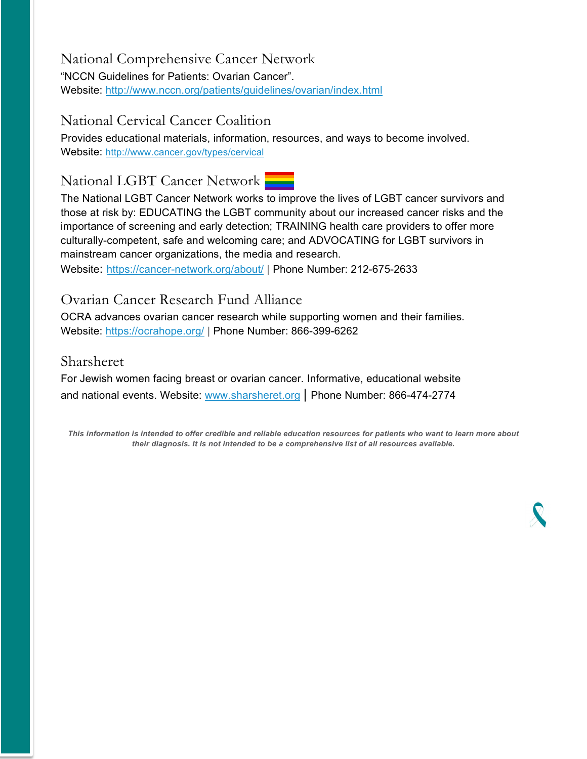## National Comprehensive Cancer Network

"NCCN Guidelines for Patients: Ovarian Cancer".
Website: http://www.nccn.org/patients/guidelines/ovarian/index.html

## National Cervical Cancer Coalition

Provides educational materials, information, resources, and ways to become involved.
Website: http://www.cancer.gov/types/cervical

## National LGBT Cancer Network

The National LGBT Cancer Network works to improve the lives of LGBT cancer survivors and those at risk by: EDUCATING the LGBT community about our increased cancer risks and the importance of screening and early detection; TRAINING health care providers to offer more culturally-competent, safe and welcoming care; and ADVOCATING for LGBT survivors in mainstream cancer organizations, the media and research.
Website: https://cancer-network.org/about/ | Phone Number: 212-675-2633

## Ovarian Cancer Research Fund Alliance

OCRA advances ovarian cancer research while supporting women and their families.
Website: https://ocrahope.org/ | Phone Number: 866-399-6262

## Sharsheret

For Jewish women facing breast or ovarian cancer. Informative, educational website and national events. Website: www.sharsheret.org | Phone Number: 866-474-2774

***This information is intended to offer credible and reliable education resources for patients who want to learn more about their diagnosis. It is not intended to be a comprehensive list of all resources available.***